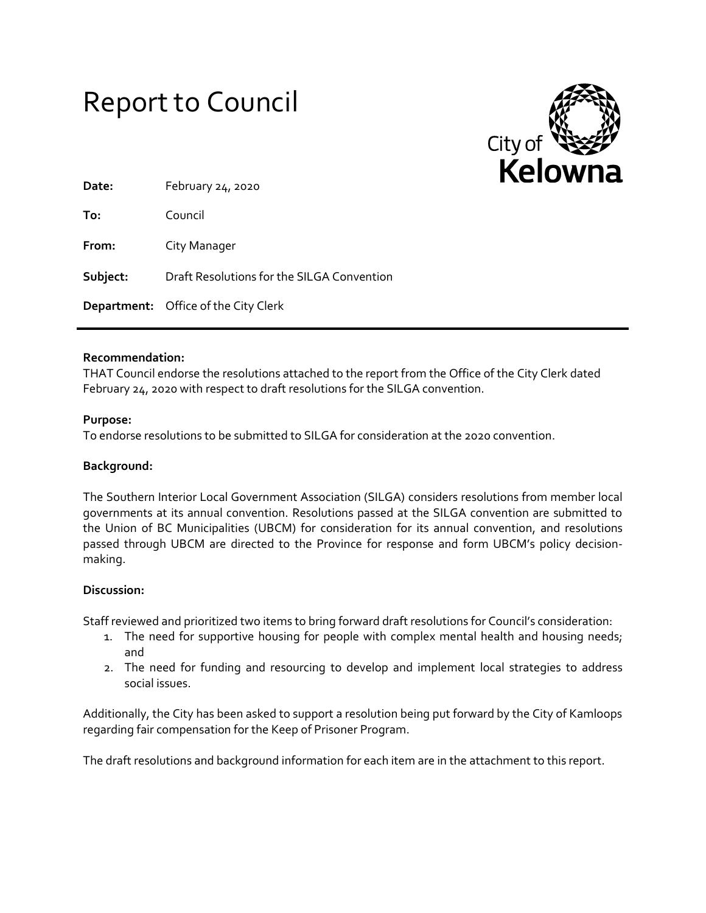# Report to Council

City of **Kelowna**

**Date:** February 24, 2020

**To:** Council

**From:** City Manager

**Subject:** Draft Resolutions for the SILGA Convention

**Department:** Office of the City Clerk

---

**Recommendation:**

THAT Council endorse the resolutions attached to the report from the Office of the City Clerk dated February 24, 2020 with respect to draft resolutions for the SILGA convention.

**Purpose:**

To endorse resolutions to be submitted to SILGA for consideration at the 2020 convention.

**Background:**

The Southern Interior Local Government Association (SILGA) considers resolutions from member local governments at its annual convention. Resolutions passed at the SILGA convention are submitted to the Union of BC Municipalities (UBCM) for consideration for its annual convention, and resolutions passed through UBCM are directed to the Province for response and form UBCM's policy decision-making.

**Discussion:**

Staff reviewed and prioritized two items to bring forward draft resolutions for Council's consideration:

1. The need for supportive housing for people with complex mental health and housing needs; and
2. The need for funding and resourcing to develop and implement local strategies to address social issues.

Additionally, the City has been asked to support a resolution being put forward by the City of Kamloops regarding fair compensation for the Keep of Prisoner Program.

The draft resolutions and background information for each item are in the attachment to this report.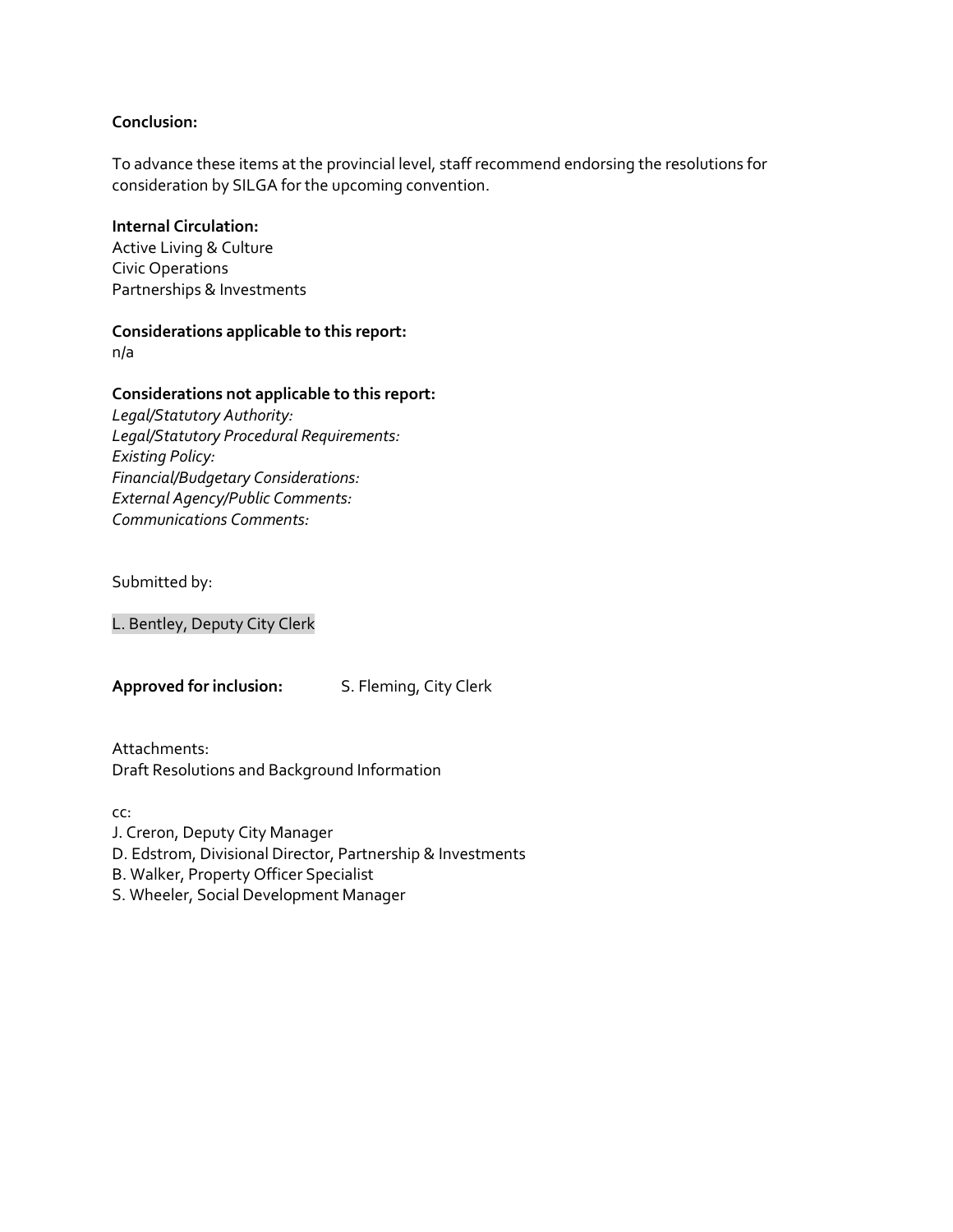**Conclusion:**

To advance these items at the provincial level, staff recommend endorsing the resolutions for consideration by SILGA for the upcoming convention.

**Internal Circulation:**
Active Living & Culture
Civic Operations
Partnerships & Investments

**Considerations applicable to this report:**
n/a

**Considerations not applicable to this report:**
*Legal/Statutory Authority:*
*Legal/Statutory Procedural Requirements:*
*Existing Policy:*
*Financial/Budgetary Considerations:*
*External Agency/Public Comments:*
*Communications Comments:*

Submitted by:

L. Bentley, Deputy City Clerk

**Approved for inclusion:** S. Fleming, City Clerk

Attachments:
Draft Resolutions and Background Information

cc:
J. Creron, Deputy City Manager
D. Edstrom, Divisional Director, Partnership & Investments
B. Walker, Property Officer Specialist
S. Wheeler, Social Development Manager